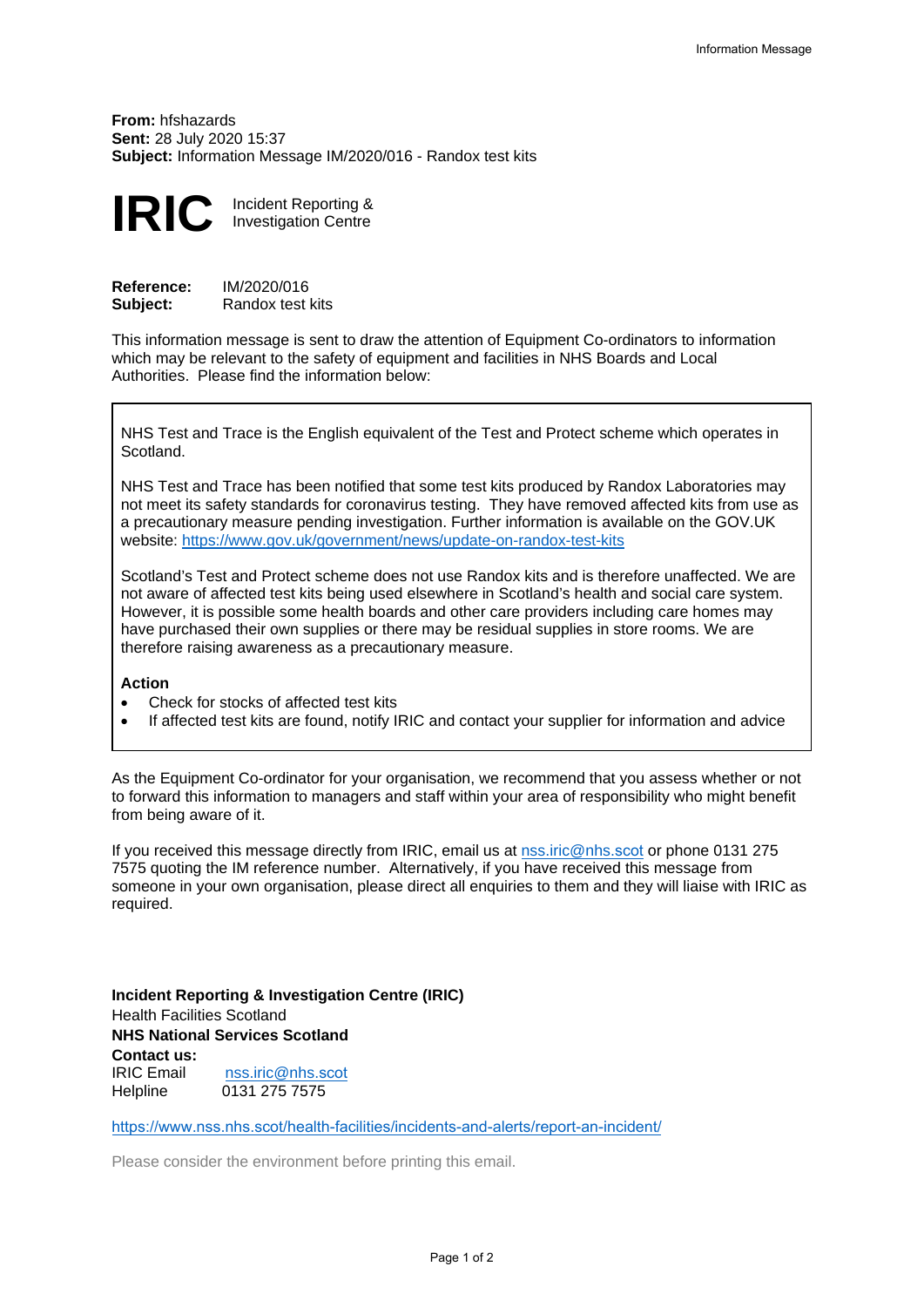**From:** hfshazards
**Sent:** 28 July 2020 15:37
**Subject:** Information Message IM/2020/016 - Randox test kits

# IRIC

Incident Reporting & Investigation Centre

**Reference:** IM/2020/016
**Subject:** Randox test kits

This information message is sent to draw the attention of Equipment Co-ordinators to information which may be relevant to the safety of equipment and facilities in NHS Boards and Local Authorities. Please find the information below:

NHS Test and Trace is the English equivalent of the Test and Protect scheme which operates in Scotland.

NHS Test and Trace has been notified that some test kits produced by Randox Laboratories may not meet its safety standards for coronavirus testing. They have removed affected kits from use as a precautionary measure pending investigation. Further information is available on the GOV.UK website: https://www.gov.uk/government/news/update-on-randox-test-kits

Scotland's Test and Protect scheme does not use Randox kits and is therefore unaffected. We are not aware of affected test kits being used elsewhere in Scotland's health and social care system. However, it is possible some health boards and other care providers including care homes may have purchased their own supplies or there may be residual supplies in store rooms. We are therefore raising awareness as a precautionary measure.

**Action**

- Check for stocks of affected test kits
- If affected test kits are found, notify IRIC and contact your supplier for information and advice

As the Equipment Co-ordinator for your organisation, we recommend that you assess whether or not to forward this information to managers and staff within your area of responsibility who might benefit from being aware of it.

If you received this message directly from IRIC, email us at nss.iric@nhs.scot or phone 0131 275 7575 quoting the IM reference number. Alternatively, if you have received this message from someone in your own organisation, please direct all enquiries to them and they will liaise with IRIC as required.

**Incident Reporting & Investigation Centre (IRIC)**
Health Facilities Scotland
**NHS National Services Scotland**
**Contact us:**
IRIC Email nss.iric@nhs.scot
Helpline 0131 275 7575

https://www.nss.nhs.scot/health-facilities/incidents-and-alerts/report-an-incident/

Please consider the environment before printing this email.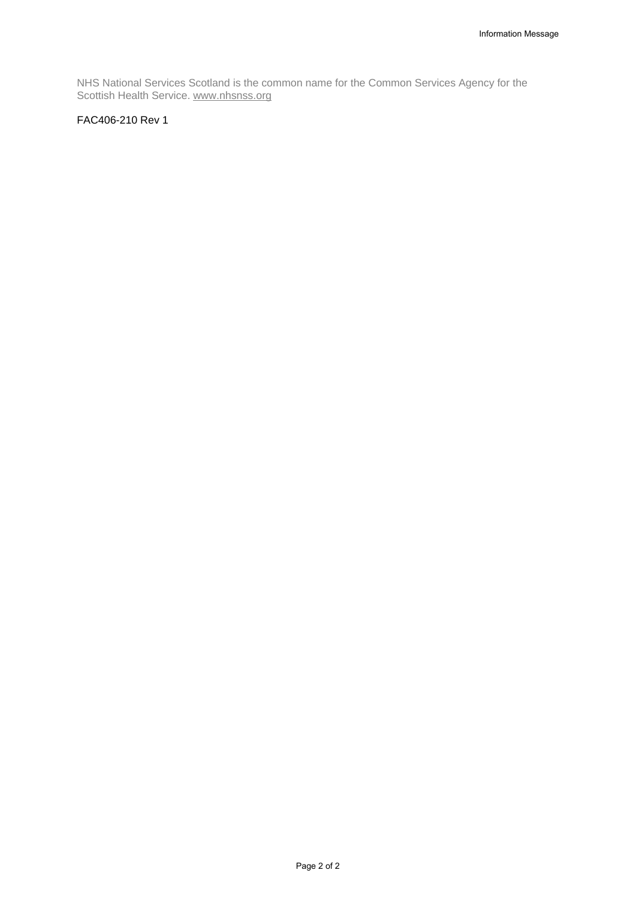NHS National Services Scotland is the common name for the Common Services Agency for the Scottish Health Service. www.nhsnss.org

FAC406-210 Rev 1